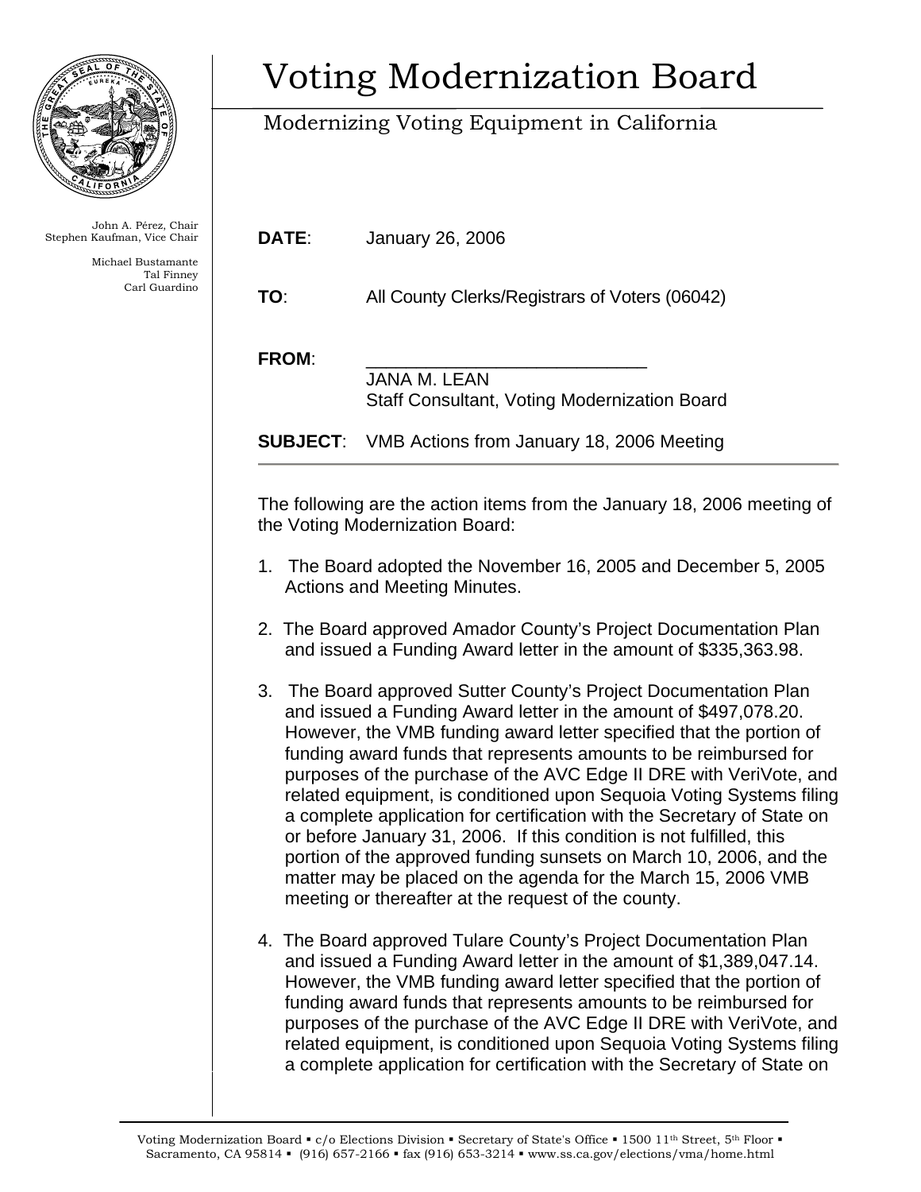# Voting Modernization Board

Modernizing Voting Equipment in California

John A. Pérez, Chair
Stephen Kaufman, Vice Chair

Michael Bustamante
Tal Finney
Carl Guardino

**DATE**: January 26, 2006

**TO**: All County Clerks/Registrars of Voters (06042)

**FROM**: ____________________________
JANA M. LEAN
Staff Consultant, Voting Modernization Board

**SUBJECT**: VMB Actions from January 18, 2006 Meeting

The following are the action items from the January 18, 2006 meeting of the Voting Modernization Board:

1. The Board adopted the November 16, 2005 and December 5, 2005 Actions and Meeting Minutes.

2. The Board approved Amador County's Project Documentation Plan and issued a Funding Award letter in the amount of $335,363.98.

3. The Board approved Sutter County's Project Documentation Plan and issued a Funding Award letter in the amount of $497,078.20. However, the VMB funding award letter specified that the portion of funding award funds that represents amounts to be reimbursed for purposes of the purchase of the AVC Edge II DRE with VeriVote, and related equipment, is conditioned upon Sequoia Voting Systems filing a complete application for certification with the Secretary of State on or before January 31, 2006. If this condition is not fulfilled, this portion of the approved funding sunsets on March 10, 2006, and the matter may be placed on the agenda for the March 15, 2006 VMB meeting or thereafter at the request of the county.

4. The Board approved Tulare County's Project Documentation Plan and issued a Funding Award letter in the amount of $1,389,047.14. However, the VMB funding award letter specified that the portion of funding award funds that represents amounts to be reimbursed for purposes of the purchase of the AVC Edge II DRE with VeriVote, and related equipment, is conditioned upon Sequoia Voting Systems filing a complete application for certification with the Secretary of State on

Voting Modernization Board ▪ c/o Elections Division ▪ Secretary of State's Office ▪ 1500 11th Street, 5th Floor ▪ Sacramento, CA 95814 ▪ (916) 657-2166 ▪ fax (916) 653-3214 ▪ www.ss.ca.gov/elections/vma/home.html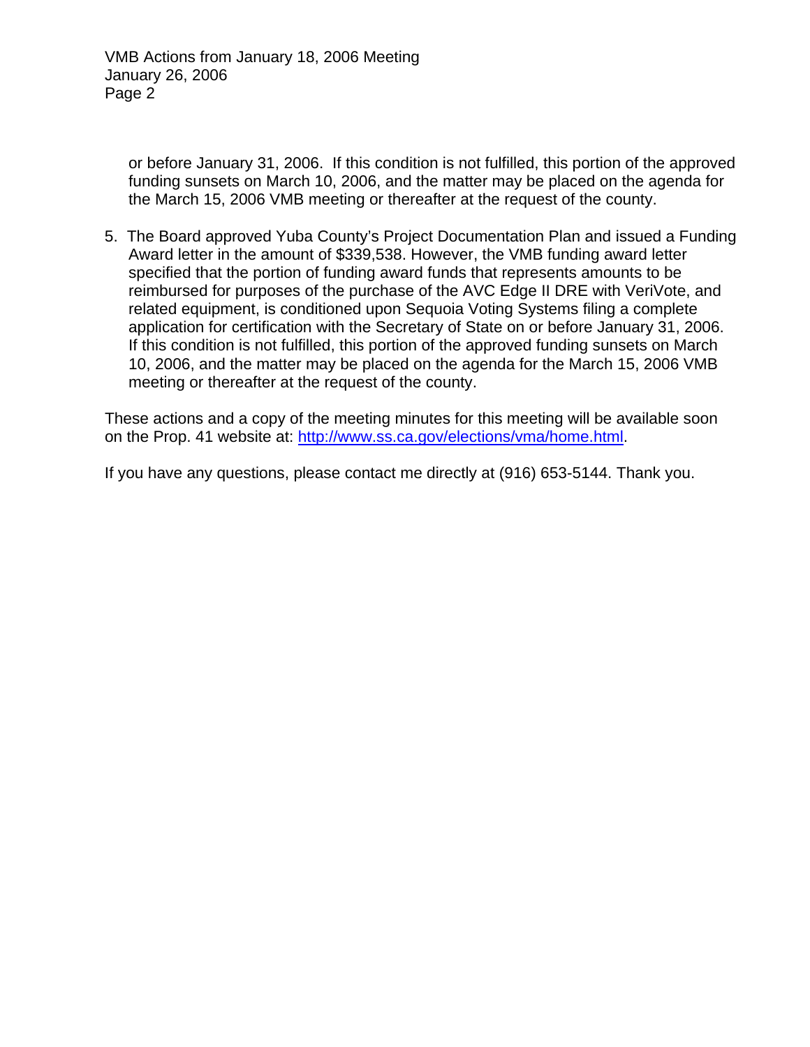or before January 31, 2006. If this condition is not fulfilled, this portion of the approved funding sunsets on March 10, 2006, and the matter may be placed on the agenda for the March 15, 2006 VMB meeting or thereafter at the request of the county.

5. The Board approved Yuba County's Project Documentation Plan and issued a Funding Award letter in the amount of $339,538. However, the VMB funding award letter specified that the portion of funding award funds that represents amounts to be reimbursed for purposes of the purchase of the AVC Edge II DRE with VeriVote, and related equipment, is conditioned upon Sequoia Voting Systems filing a complete application for certification with the Secretary of State on or before January 31, 2006. If this condition is not fulfilled, this portion of the approved funding sunsets on March 10, 2006, and the matter may be placed on the agenda for the March 15, 2006 VMB meeting or thereafter at the request of the county.

These actions and a copy of the meeting minutes for this meeting will be available soon on the Prop. 41 website at: http://www.ss.ca.gov/elections/vma/home.html.

If you have any questions, please contact me directly at (916) 653-5144. Thank you.